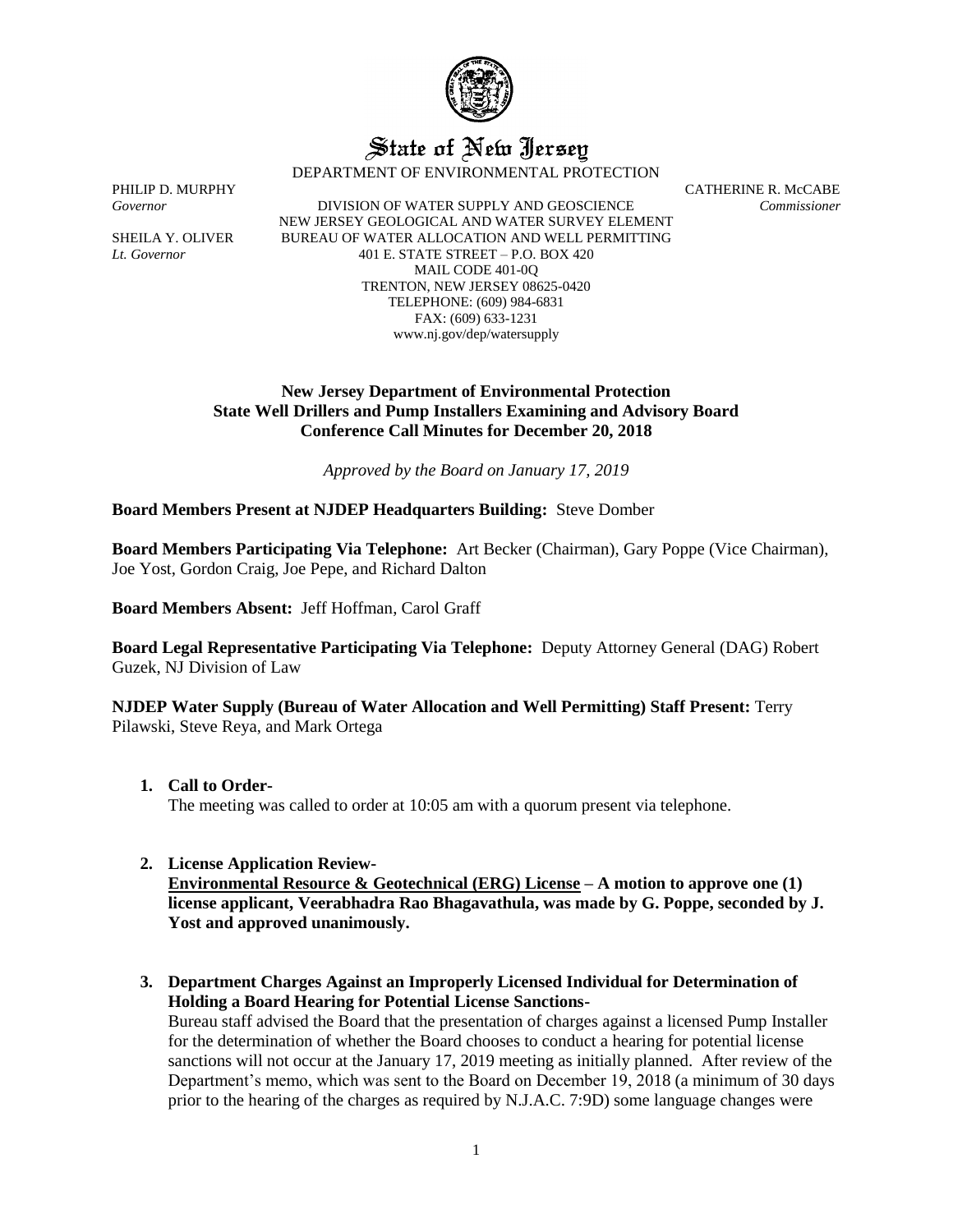# State of New Jersey

DEPARTMENT OF ENVIRONMENTAL PROTECTION

PHILIP D. MURPHY
*Governor*

SHEILA Y. OLIVER
*Lt. Governor*

DIVISION OF WATER SUPPLY AND GEOSCIENCE
NEW JERSEY GEOLOGICAL AND WATER SURVEY ELEMENT
BUREAU OF WATER ALLOCATION AND WELL PERMITTING
401 E. STATE STREET – P.O. BOX 420
MAIL CODE 401-0Q
TRENTON, NEW JERSEY 08625-0420
TELEPHONE: (609) 984-6831
FAX: (609) 633-1231
www.nj.gov/dep/watersupply

CATHERINE R. McCABE
*Commissioner*

**New Jersey Department of Environmental Protection**
**State Well Drillers and Pump Installers Examining and Advisory Board**
**Conference Call Minutes for December 20, 2018**

*Approved by the Board on January 17, 2019*

**Board Members Present at NJDEP Headquarters Building:** Steve Domber

**Board Members Participating Via Telephone:** Art Becker (Chairman), Gary Poppe (Vice Chairman), Joe Yost, Gordon Craig, Joe Pepe, and Richard Dalton

**Board Members Absent:** Jeff Hoffman, Carol Graff

**Board Legal Representative Participating Via Telephone:** Deputy Attorney General (DAG) Robert Guzek, NJ Division of Law

**NJDEP Water Supply (Bureau of Water Allocation and Well Permitting) Staff Present:** Terry Pilawski, Steve Reya, and Mark Ortega

1. **Call to Order-**
   The meeting was called to order at 10:05 am with a quorum present via telephone.

2. **License Application Review-**
   **Environmental Resource & Geotechnical (ERG) License – A motion to approve one (1) license applicant, Veerabhadra Rao Bhagavathula, was made by G. Poppe, seconded by J. Yost and approved unanimously.**

3. **Department Charges Against an Improperly Licensed Individual for Determination of Holding a Board Hearing for Potential License Sanctions-**
   Bureau staff advised the Board that the presentation of charges against a licensed Pump Installer for the determination of whether the Board chooses to conduct a hearing for potential license sanctions will not occur at the January 17, 2019 meeting as initially planned. After review of the Department's memo, which was sent to the Board on December 19, 2018 (a minimum of 30 days prior to the hearing of the charges as required by N.J.A.C. 7:9D) some language changes were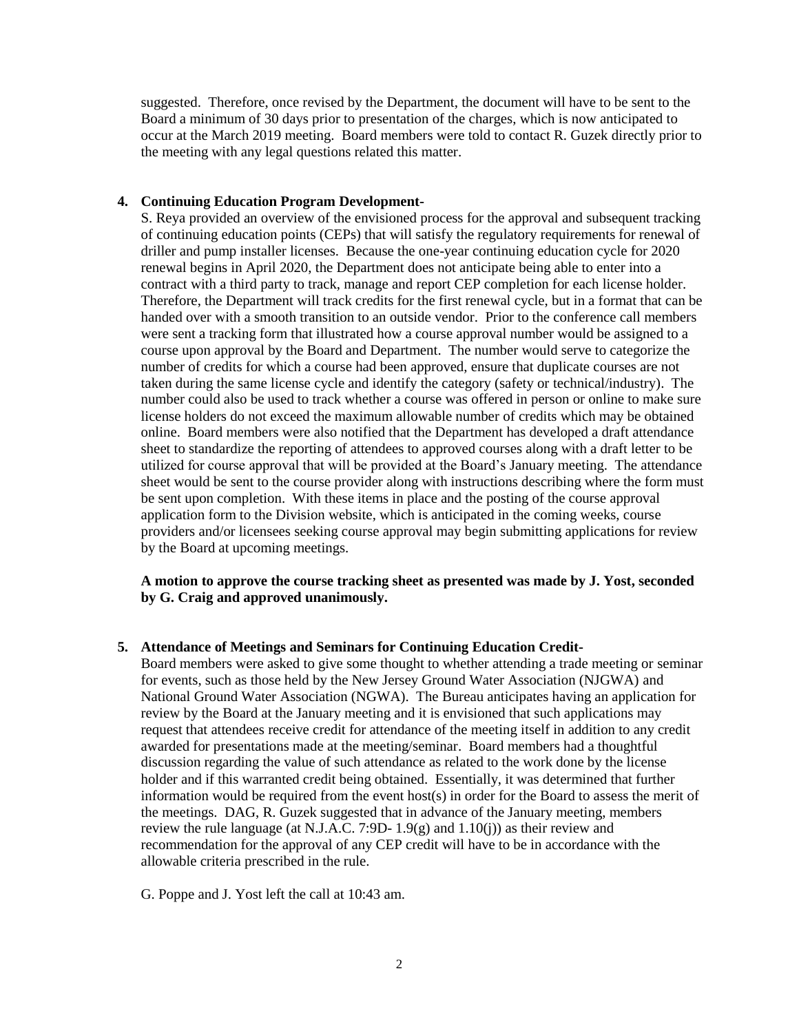suggested. Therefore, once revised by the Department, the document will have to be sent to the Board a minimum of 30 days prior to presentation of the charges, which is now anticipated to occur at the March 2019 meeting. Board members were told to contact R. Guzek directly prior to the meeting with any legal questions related this matter.

4. **Continuing Education Program Development-**

   S. Reya provided an overview of the envisioned process for the approval and subsequent tracking of continuing education points (CEPs) that will satisfy the regulatory requirements for renewal of driller and pump installer licenses. Because the one-year continuing education cycle for 2020 renewal begins in April 2020, the Department does not anticipate being able to enter into a contract with a third party to track, manage and report CEP completion for each license holder. Therefore, the Department will track credits for the first renewal cycle, but in a format that can be handed over with a smooth transition to an outside vendor. Prior to the conference call members were sent a tracking form that illustrated how a course approval number would be assigned to a course upon approval by the Board and Department. The number would serve to categorize the number of credits for which a course had been approved, ensure that duplicate courses are not taken during the same license cycle and identify the category (safety or technical/industry). The number could also be used to track whether a course was offered in person or online to make sure license holders do not exceed the maximum allowable number of credits which may be obtained online. Board members were also notified that the Department has developed a draft attendance sheet to standardize the reporting of attendees to approved courses along with a draft letter to be utilized for course approval that will be provided at the Board's January meeting. The attendance sheet would be sent to the course provider along with instructions describing where the form must be sent upon completion. With these items in place and the posting of the course approval application form to the Division website, which is anticipated in the coming weeks, course providers and/or licensees seeking course approval may begin submitting applications for review by the Board at upcoming meetings.

   **A motion to approve the course tracking sheet as presented was made by J. Yost, seconded by G. Craig and approved unanimously.**

5. **Attendance of Meetings and Seminars for Continuing Education Credit-**

   Board members were asked to give some thought to whether attending a trade meeting or seminar for events, such as those held by the New Jersey Ground Water Association (NJGWA) and National Ground Water Association (NGWA). The Bureau anticipates having an application for review by the Board at the January meeting and it is envisioned that such applications may request that attendees receive credit for attendance of the meeting itself in addition to any credit awarded for presentations made at the meeting/seminar. Board members had a thoughtful discussion regarding the value of such attendance as related to the work done by the license holder and if this warranted credit being obtained. Essentially, it was determined that further information would be required from the event host(s) in order for the Board to assess the merit of the meetings. DAG, R. Guzek suggested that in advance of the January meeting, members review the rule language (at N.J.A.C. 7:9D- 1.9(g) and 1.10(j)) as their review and recommendation for the approval of any CEP credit will have to be in accordance with the allowable criteria prescribed in the rule.

   G. Poppe and J. Yost left the call at 10:43 am.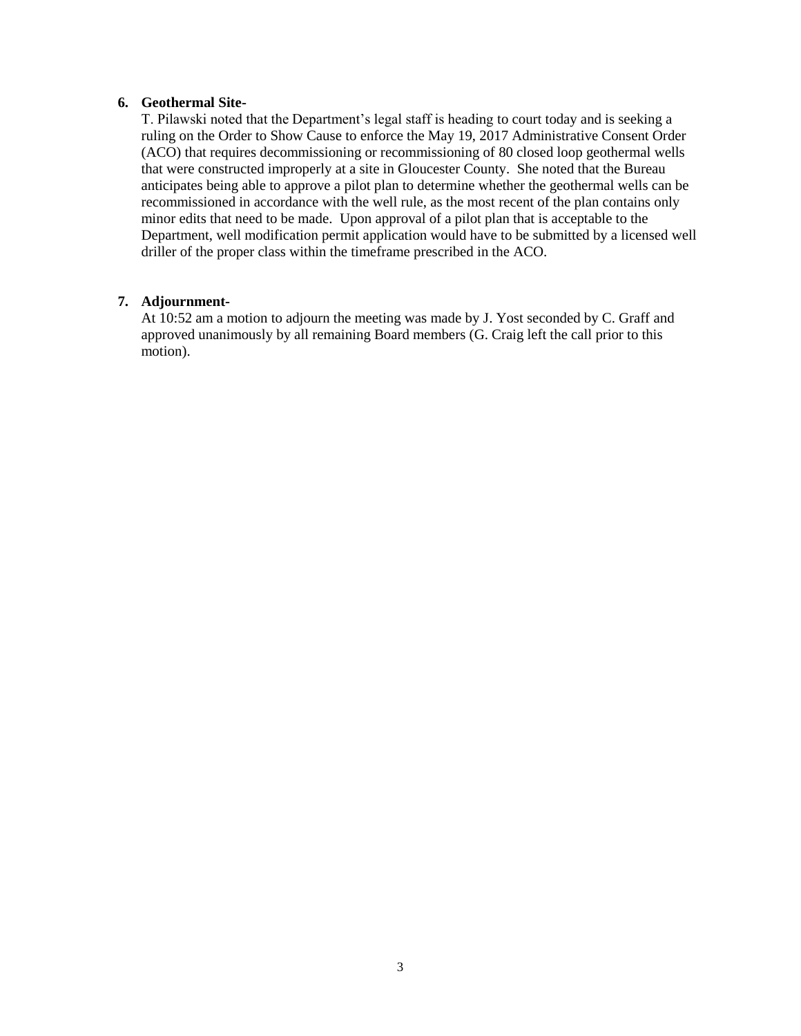6. **Geothermal Site-**

   T. Pilawski noted that the Department's legal staff is heading to court today and is seeking a ruling on the Order to Show Cause to enforce the May 19, 2017 Administrative Consent Order (ACO) that requires decommissioning or recommissioning of 80 closed loop geothermal wells that were constructed improperly at a site in Gloucester County. She noted that the Bureau anticipates being able to approve a pilot plan to determine whether the geothermal wells can be recommissioned in accordance with the well rule, as the most recent of the plan contains only minor edits that need to be made. Upon approval of a pilot plan that is acceptable to the Department, well modification permit application would have to be submitted by a licensed well driller of the proper class within the timeframe prescribed in the ACO.

7. **Adjournment-**

   At 10:52 am a motion to adjourn the meeting was made by J. Yost seconded by C. Graff and approved unanimously by all remaining Board members (G. Craig left the call prior to this motion).